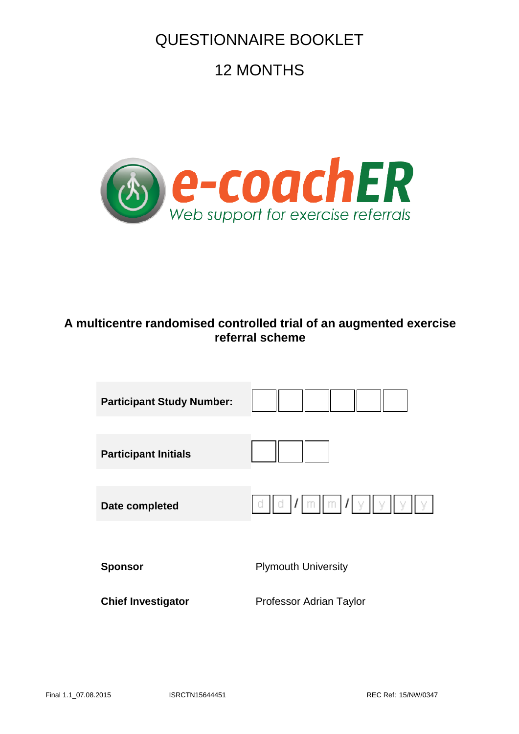# QUESTIONNAIRE BOOKLET

# 12 MONTHS

**e-coachER**

*Web support for exercise referrals*

**A multicentre randomised controlled trial of an augmented exercise referral scheme**

| | |
|---|---|
| **Participant Study Number:** | ☐☐☐☐☐☐ |
| **Participant Initials** | ☐☐☐ |
| **Date completed** | d d / m m / y y y y |

| | |
|---|---|
| **Sponsor** | Plymouth University |
| **Chief Investigator** | Professor Adrian Taylor |

Final 1.1_07.08.2015 ISRCTN15644451 REC Ref: 15/NW/0347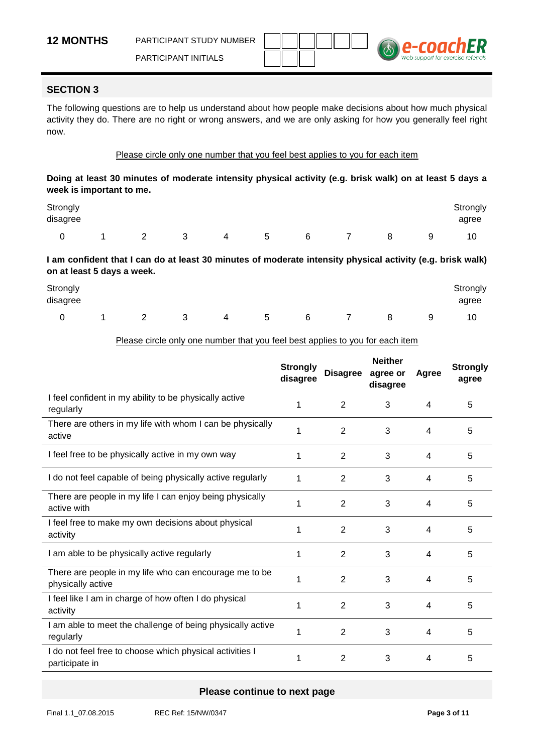**12 MONTHS**

PARTICIPANT STUDY NUMBER

PARTICIPANT INITIALS

## SECTION 3

The following questions are to help us understand about how people make decisions about how much physical activity they do. There are no right or wrong answers, and we are only asking for how you generally feel right now.

Please circle only one number that you feel best applies to you for each item

**Doing at least 30 minutes of moderate intensity physical activity (e.g. brisk walk) on at least 5 days a week is important to me.**

| Strongly disagree | | | | | | | | | | Strongly agree |
|---|---|---|---|---|---|---|---|---|---|---|
| 0 | 1 | 2 | 3 | 4 | 5 | 6 | 7 | 8 | 9 | 10 |

**I am confident that I can do at least 30 minutes of moderate intensity physical activity (e.g. brisk walk) on at least 5 days a week.**

| Strongly disagree | | | | | | | | | | Strongly agree |
|---|---|---|---|---|---|---|---|---|---|---|
| 0 | 1 | 2 | 3 | 4 | 5 | 6 | 7 | 8 | 9 | 10 |

Please circle only one number that you feel best applies to you for each item

| | **Strongly disagree** | **Disagree** | **Neither agree or disagree** | **Agree** | **Strongly agree** |
|---|---|---|---|---|---|
| I feel confident in my ability to be physically active regularly | 1 | 2 | 3 | 4 | 5 |
| There are others in my life with whom I can be physically active | 1 | 2 | 3 | 4 | 5 |
| I feel free to be physically active in my own way | 1 | 2 | 3 | 4 | 5 |
| I do not feel capable of being physically active regularly | 1 | 2 | 3 | 4 | 5 |
| There are people in my life I can enjoy being physically active with | 1 | 2 | 3 | 4 | 5 |
| I feel free to make my own decisions about physical activity | 1 | 2 | 3 | 4 | 5 |
| I am able to be physically active regularly | 1 | 2 | 3 | 4 | 5 |
| There are people in my life who can encourage me to be physically active | 1 | 2 | 3 | 4 | 5 |
| I feel like I am in charge of how often I do physical activity | 1 | 2 | 3 | 4 | 5 |
| I am able to meet the challenge of being physically active regularly | 1 | 2 | 3 | 4 | 5 |
| I do not feel free to choose which physical activities I participate in | 1 | 2 | 3 | 4 | 5 |

**Please continue to next page**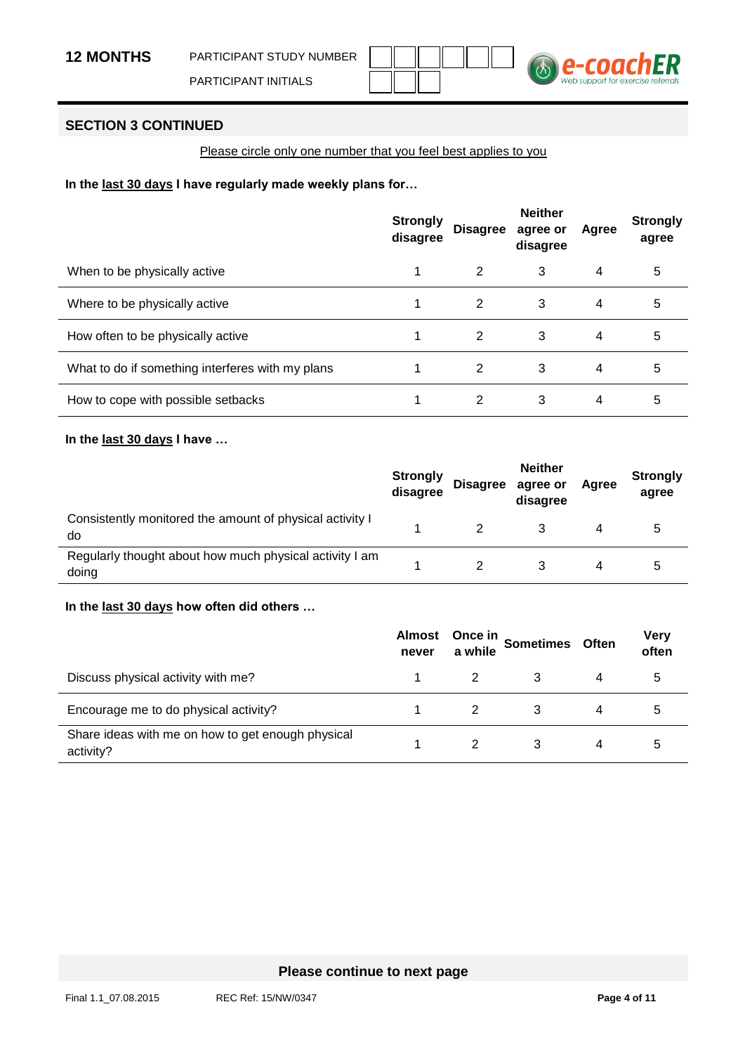**12 MONTHS** PARTICIPANT STUDY NUMBER

PARTICIPANT INITIALS

## SECTION 3 CONTINUED

Please circle only one number that you feel best applies to you

**In the last 30 days I have regularly made weekly plans for…**

| | Strongly disagree | Disagree | Neither agree or disagree | Agree | Strongly agree |
|---|---|---|---|---|---|
| When to be physically active | 1 | 2 | 3 | 4 | 5 |
| Where to be physically active | 1 | 2 | 3 | 4 | 5 |
| How often to be physically active | 1 | 2 | 3 | 4 | 5 |
| What to do if something interferes with my plans | 1 | 2 | 3 | 4 | 5 |
| How to cope with possible setbacks | 1 | 2 | 3 | 4 | 5 |

**In the last 30 days I have …**

| | Strongly disagree | Disagree | Neither agree or disagree | Agree | Strongly agree |
|---|---|---|---|---|---|
| Consistently monitored the amount of physical activity I do | 1 | 2 | 3 | 4 | 5 |
| Regularly thought about how much physical activity I am doing | 1 | 2 | 3 | 4 | 5 |

**In the last 30 days how often did others …**

| | Almost never | Once in a while | Sometimes | Often | Very often |
|---|---|---|---|---|---|
| Discuss physical activity with me? | 1 | 2 | 3 | 4 | 5 |
| Encourage me to do physical activity? | 1 | 2 | 3 | 4 | 5 |
| Share ideas with me on how to get enough physical activity? | 1 | 2 | 3 | 4 | 5 |

**Please continue to next page**